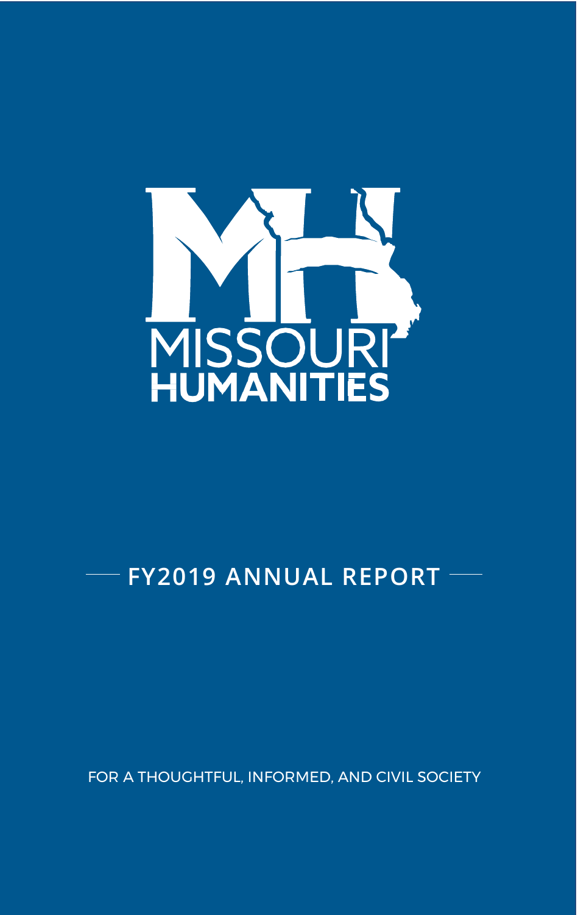# MISSOURI HUMANITIES

## FY2019 ANNUAL REPORT

FOR A THOUGHTFUL, INFORMED, AND CIVIL SOCIETY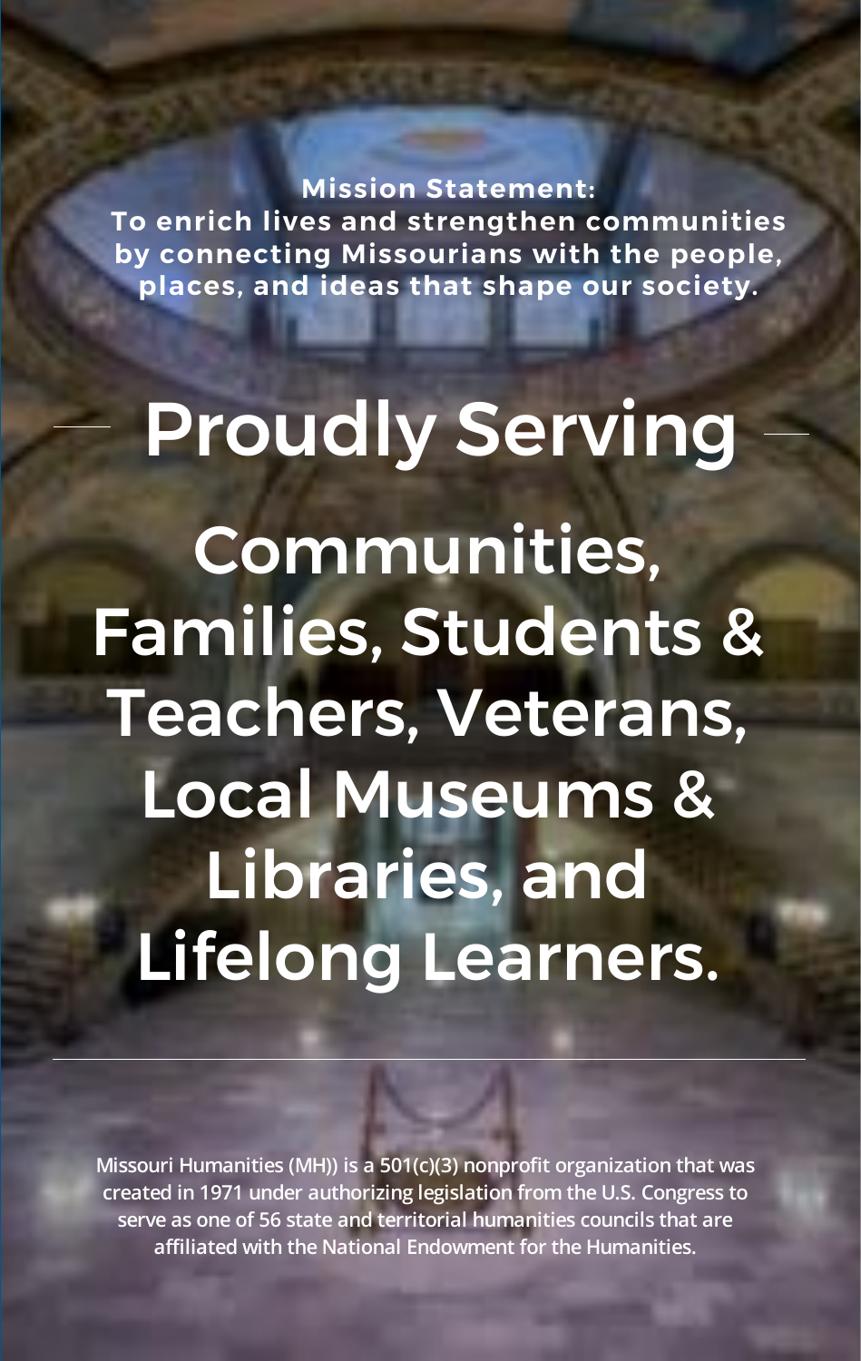**Mission Statement:**
**To enrich lives and strengthen communities by connecting Missourians with the people, places, and ideas that shape our society.**

# Proudly Serving

## Communities, Families, Students & Teachers, Veterans, Local Museums & Libraries, and Lifelong Learners.

---

Missouri Humanities (MH)) is a 501(c)(3) nonprofit organization that was created in 1971 under authorizing legislation from the U.S. Congress to serve as one of 56 state and territorial humanities councils that are affiliated with the National Endowment for the Humanities.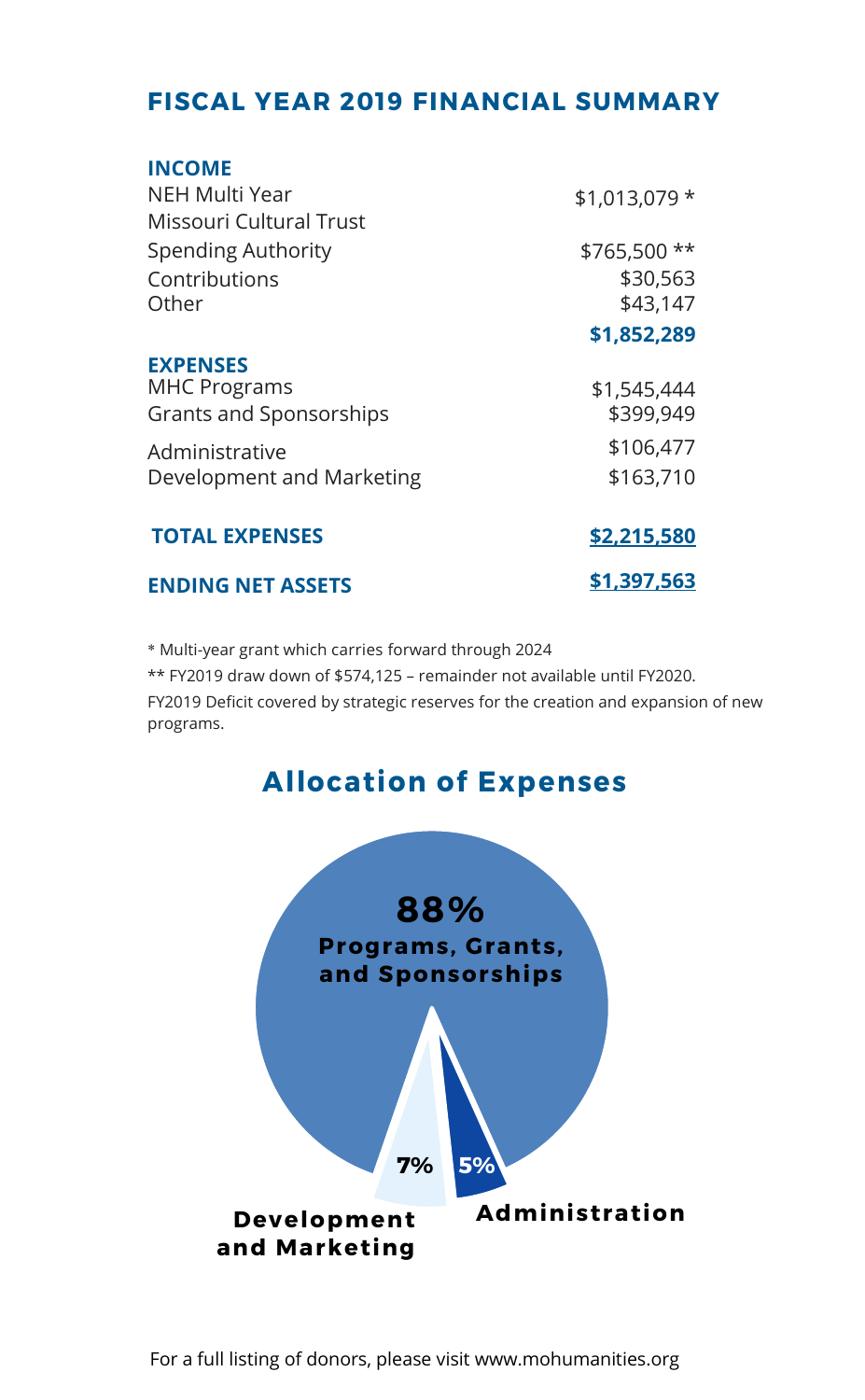## FISCAL YEAR 2019 FINANCIAL SUMMARY

| | |
|---|---|
| **INCOME** | |
| NEH Multi Year | $1,013,079 * |
| Missouri Cultural Trust | |
| Spending Authority | $765,500 ** |
| Contributions | $30,563 |
| Other | $43,147 |
| | **$1,852,289** |
| **EXPENSES** | |
| MHC Programs | $1,545,444 |
| Grants and Sponsorships | $399,949 |
| Administrative | $106,477 |
| Development and Marketing | $163,710 |
| **TOTAL EXPENSES** | **$2,215,580** |
| **ENDING NET ASSETS** | **$1,397,563** |

* Multi-year grant which carries forward through 2024

** FY2019 draw down of $574,125 – remainder not available until FY2020.

FY2019 Deficit covered by strategic reserves for the creation and expansion of new programs.

## Allocation of Expenses

**88%** Programs, Grants, and Sponsorships

**7%** Development and Marketing

**5%** Administration

For a full listing of donors, please visit www.mohumanities.org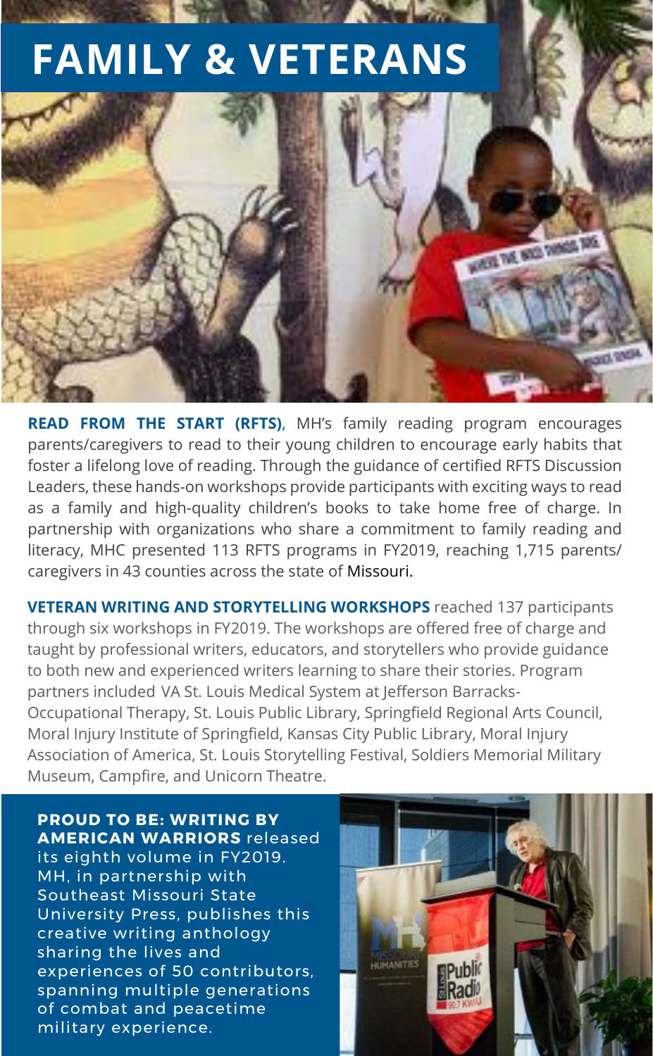# FAMILY & VETERANS

**READ FROM THE START (RFTS)**, MH's family reading program encourages parents/caregivers to read to their young children to encourage early habits that foster a lifelong love of reading. Through the guidance of certified RFTS Discussion Leaders, these hands-on workshops provide participants with exciting ways to read as a family and high-quality children's books to take home free of charge. In partnership with organizations who share a commitment to family reading and literacy, MHC presented 113 RFTS programs in FY2019, reaching 1,715 parents/caregivers in 43 counties across the state of Missouri.

**VETERAN WRITING AND STORYTELLING WORKSHOPS** reached 137 participants through six workshops in FY2019. The workshops are offered free of charge and taught by professional writers, educators, and storytellers who provide guidance to both new and experienced writers learning to share their stories. Program partners included VA St. Louis Medical System at Jefferson Barracks-Occupational Therapy, St. Louis Public Library, Springfield Regional Arts Council, Moral Injury Institute of Springfield, Kansas City Public Library, Moral Injury Association of America, St. Louis Storytelling Festival, Soldiers Memorial Military Museum, Campfire, and Unicorn Theatre.

**PROUD TO BE: WRITING BY AMERICAN WARRIORS** released its eighth volume in FY2019. MH, in partnership with Southeast Missouri State University Press, publishes this creative writing anthology sharing the lives and experiences of 50 contributors, spanning multiple generations of combat and peacetime military experience.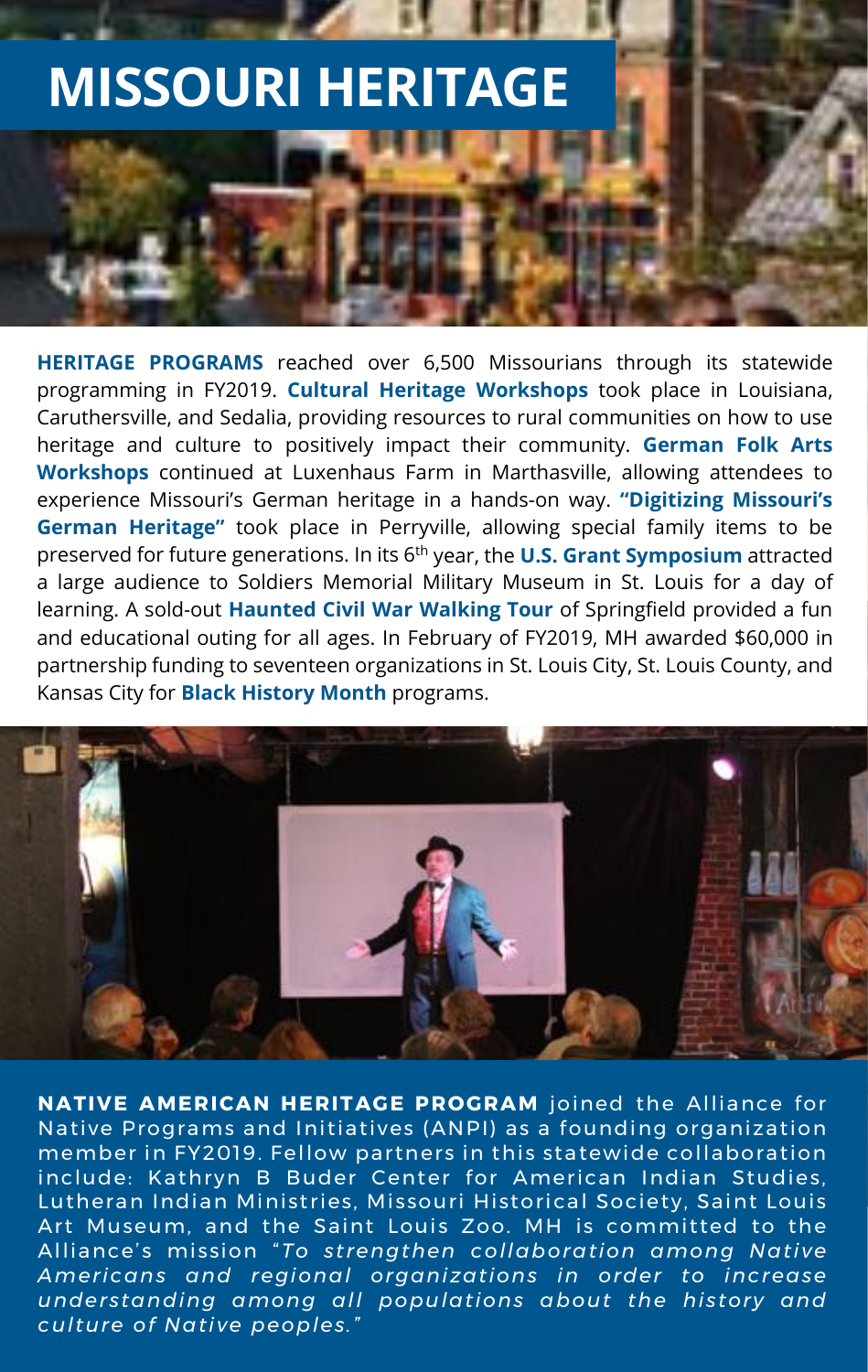# MISSOURI HERITAGE

**HERITAGE PROGRAMS** reached over 6,500 Missourians through its statewide programming in FY2019. **Cultural Heritage Workshops** took place in Louisiana, Caruthersville, and Sedalia, providing resources to rural communities on how to use heritage and culture to positively impact their community. **German Folk Arts Workshops** continued at Luxenhaus Farm in Marthasville, allowing attendees to experience Missouri's German heritage in a hands-on way. **"Digitizing Missouri's German Heritage"** took place in Perryville, allowing special family items to be preserved for future generations. In its 6th year, the **U.S. Grant Symposium** attracted a large audience to Soldiers Memorial Military Museum in St. Louis for a day of learning. A sold-out **Haunted Civil War Walking Tour** of Springfield provided a fun and educational outing for all ages. In February of FY2019, MH awarded $60,000 in partnership funding to seventeen organizations in St. Louis City, St. Louis County, and Kansas City for **Black History Month** programs.

**NATIVE AMERICAN HERITAGE PROGRAM** joined the Alliance for Native Programs and Initiatives (ANPI) as a founding organization member in FY2019. Fellow partners in this statewide collaboration include: Kathryn B Buder Center for American Indian Studies, Lutheran Indian Ministries, Missouri Historical Society, Saint Louis Art Museum, and the Saint Louis Zoo. MH is committed to the Alliance's mission "*To strengthen collaboration among Native Americans and regional organizations in order to increase understanding among all populations about the history and culture of Native peoples.*"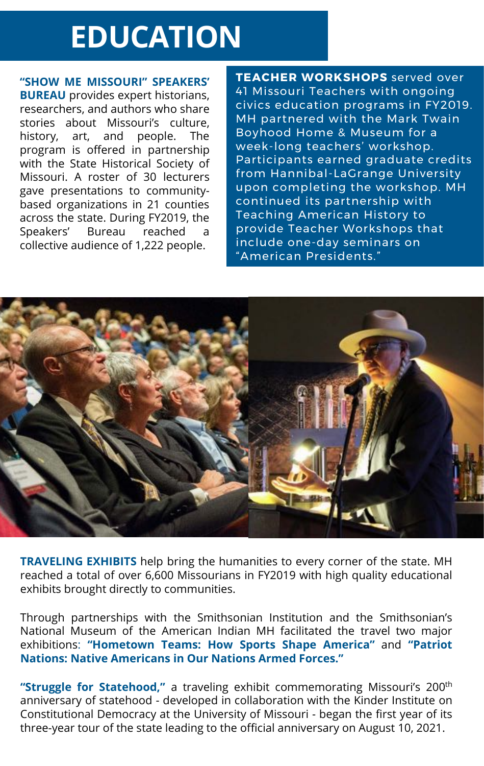# EDUCATION

**"SHOW ME MISSOURI" SPEAKERS' BUREAU** provides expert historians, researchers, and authors who share stories about Missouri's culture, history, art, and people. The program is offered in partnership with the State Historical Society of Missouri. A roster of 30 lecturers gave presentations to community-based organizations in 21 counties across the state. During FY2019, the Speakers' Bureau reached a collective audience of 1,222 people.

**TEACHER WORKSHOPS** served over 41 Missouri Teachers with ongoing civics education programs in FY2019. MH partnered with the Mark Twain Boyhood Home & Museum for a week-long teachers' workshop. Participants earned graduate credits from Hannibal-LaGrange University upon completing the workshop. MH continued its partnership with Teaching American History to provide Teacher Workshops that include one-day seminars on "American Presidents."

**TRAVELING EXHIBITS** help bring the humanities to every corner of the state. MH reached a total of over 6,600 Missourians in FY2019 with high quality educational exhibits brought directly to communities.

Through partnerships with the Smithsonian Institution and the Smithsonian's National Museum of the American Indian MH facilitated the travel two major exhibitions: **"Hometown Teams: How Sports Shape America"** and **"Patriot Nations: Native Americans in Our Nations Armed Forces."**

**"Struggle for Statehood,"** a traveling exhibit commemorating Missouri's 200th anniversary of statehood - developed in collaboration with the Kinder Institute on Constitutional Democracy at the University of Missouri - began the first year of its three-year tour of the state leading to the official anniversary on August 10, 2021.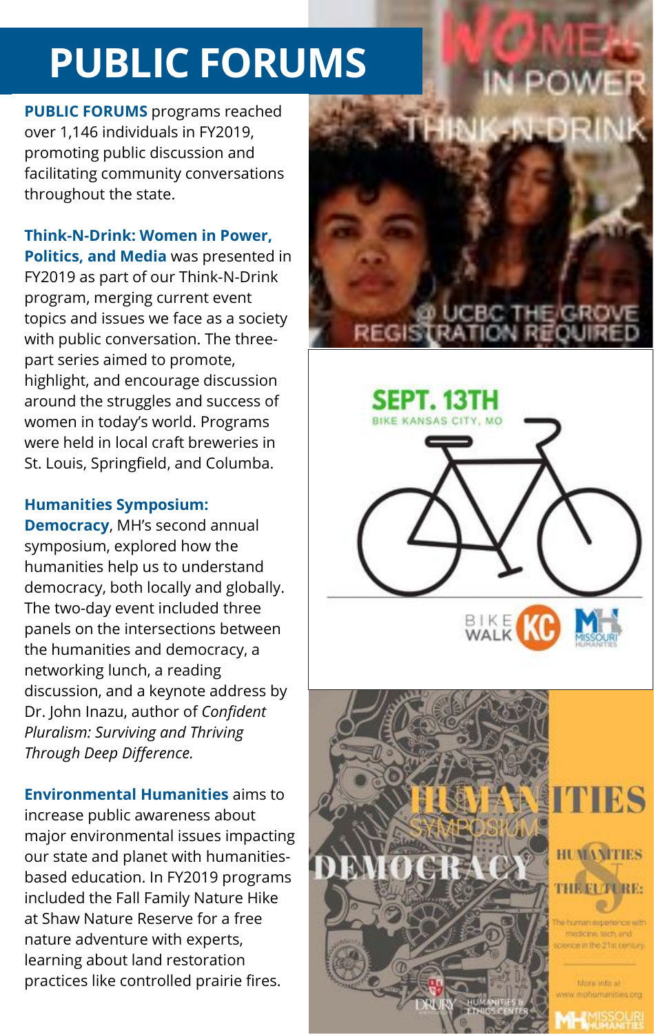# PUBLIC FORUMS

**PUBLIC FORUMS** programs reached over 1,146 individuals in FY2019, promoting public discussion and facilitating community conversations throughout the state.

**Think-N-Drink: Women in Power, Politics, and Media** was presented in FY2019 as part of our Think-N-Drink program, merging current event topics and issues we face as a society with public conversation. The three-part series aimed to promote, highlight, and encourage discussion around the struggles and success of women in today's world. Programs were held in local craft breweries in St. Louis, Springfield, and Columba.

**Humanities Symposium: Democracy**, MH's second annual symposium, explored how the humanities help us to understand democracy, both locally and globally. The two-day event included three panels on the intersections between the humanities and democracy, a networking lunch, a reading discussion, and a keynote address by Dr. John Inazu, author of *Confident Pluralism: Surviving and Thriving Through Deep Difference.*

**Environmental Humanities** aims to increase public awareness about major environmental issues impacting our state and planet with humanities-based education. In FY2019 programs included the Fall Family Nature Hike at Shaw Nature Reserve for a free nature adventure with experts, learning about land restoration practices like controlled prairie fires.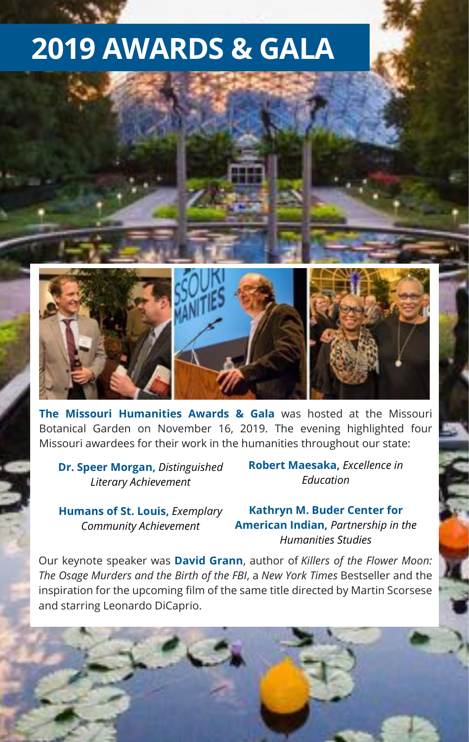# 2019 AWARDS & GALA

**The Missouri Humanities Awards & Gala** was hosted at the Missouri Botanical Garden on November 16, 2019. The evening highlighted four Missouri awardees for their work in the humanities throughout our state:

**Dr. Speer Morgan,** *Distinguished Literary Achievement*

**Robert Maesaka,** *Excellence in Education*

**Humans of St. Louis,** *Exemplary Community Achievement*

**Kathryn M. Buder Center for American Indian,** *Partnership in the Humanities Studies*

Our keynote speaker was **David Grann**, author of *Killers of the Flower Moon: The Osage Murders and the Birth of the FBI*, a *New York Times* Bestseller and the inspiration for the upcoming film of the same title directed by Martin Scorsese and starring Leonardo DiCaprio.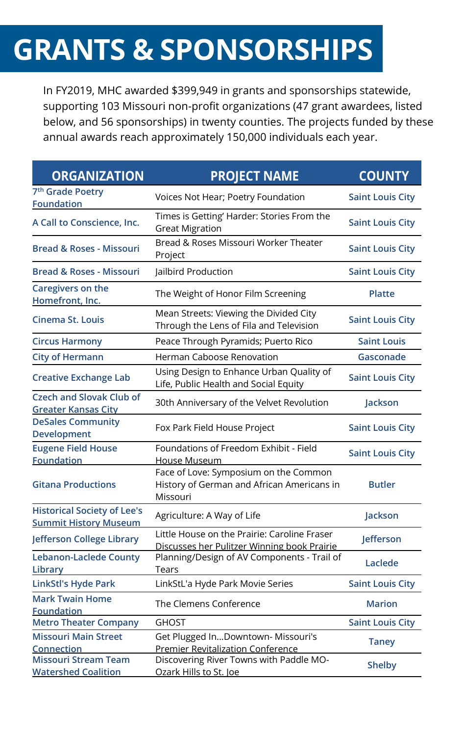# GRANTS & SPONSORSHIPS

In FY2019, MHC awarded $399,949 in grants and sponsorships statewide, supporting 103 Missouri non-profit organizations (47 grant awardees, listed below, and 56 sponsorships) in twenty counties. The projects funded by these annual awards reach approximately 150,000 individuals each year.

| ORGANIZATION | PROJECT NAME | COUNTY |
|---|---|---|
| 7th Grade Poetry Foundation | Voices Not Hear; Poetry Foundation | Saint Louis City |
| A Call to Conscience, Inc. | Times is Getting' Harder: Stories From the Great Migration | Saint Louis City |
| Bread & Roses - Missouri | Bread & Roses Missouri Worker Theater Project | Saint Louis City |
| Bread & Roses - Missouri | Jailbird Production | Saint Louis City |
| Caregivers on the Homefront, Inc. | The Weight of Honor Film Screening | Platte |
| Cinema St. Louis | Mean Streets: Viewing the Divided City Through the Lens of Fila and Television | Saint Louis City |
| Circus Harmony | Peace Through Pyramids; Puerto Rico | Saint Louis |
| City of Hermann | Herman Caboose Renovation | Gasconade |
| Creative Exchange Lab | Using Design to Enhance Urban Quality of Life, Public Health and Social Equity | Saint Louis City |
| Czech and Slovak Club of Greater Kansas City | 30th Anniversary of the Velvet Revolution | Jackson |
| DeSales Community Development | Fox Park Field House Project | Saint Louis City |
| Eugene Field House Foundation | Foundations of Freedom Exhibit - Field House Museum | Saint Louis City |
| Gitana Productions | Face of Love: Symposium on the Common History of German and African Americans in Missouri | Butler |
| Historical Society of Lee's Summit History Museum | Agriculture: A Way of Life | Jackson |
| Jefferson College Library | Little House on the Prairie: Caroline Fraser Discusses her Pulitzer Winning book Prairie | Jefferson |
| Lebanon-Laclede County Library | Planning/Design of AV Components - Trail of Tears | Laclede |
| LinkStl's Hyde Park | LinkStL'a Hyde Park Movie Series | Saint Louis City |
| Mark Twain Home Foundation | The Clemens Conference | Marion |
| Metro Theater Company | GHOST | Saint Louis City |
| Missouri Main Street Connection | Get Plugged In...Downtown- Missouri's Premier Revitalization Conference | Taney |
| Missouri Stream Team Watershed Coalition | Discovering River Towns with Paddle MO- Ozark Hills to St. Joe | Shelby |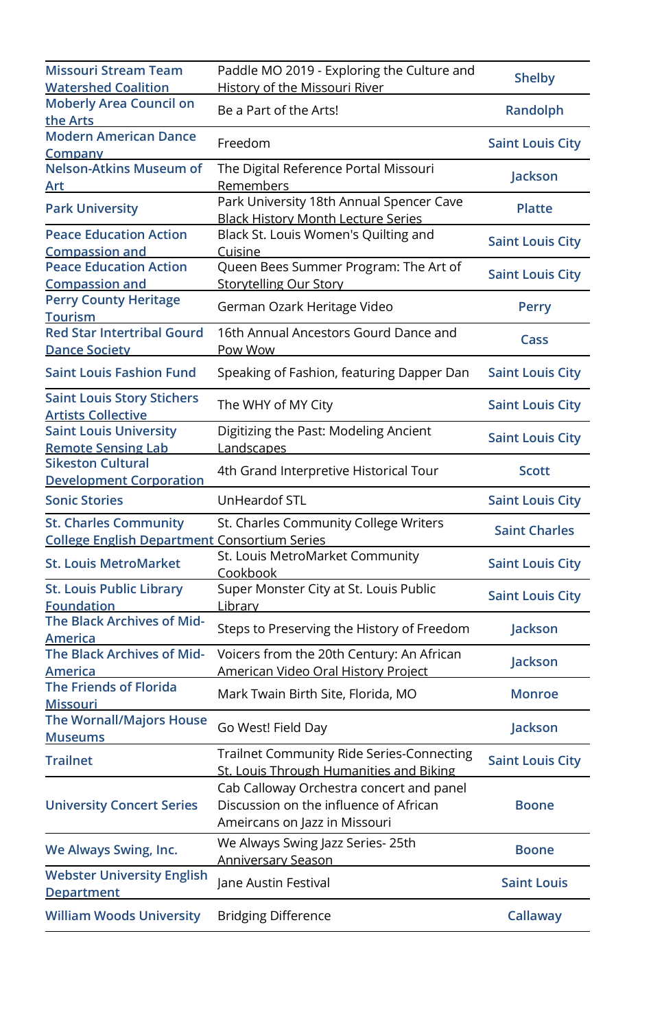| | | |
|---|---|---|
| Missouri Stream Team Watershed Coalition | Paddle MO 2019 - Exploring the Culture and History of the Missouri River | Shelby |
| Moberly Area Council on the Arts | Be a Part of the Arts! | Randolph |
| Modern American Dance Company | Freedom | Saint Louis City |
| Nelson-Atkins Museum of Art | The Digital Reference Portal Missouri Remembers | Jackson |
| Park University | Park University 18th Annual Spencer Cave Black History Month Lecture Series | Platte |
| Peace Education Action Compassion and | Black St. Louis Women's Quilting and Cuisine | Saint Louis City |
| Peace Education Action Compassion and | Queen Bees Summer Program: The Art of Storytelling Our Story | Saint Louis City |
| Perry County Heritage Tourism | German Ozark Heritage Video | Perry |
| Red Star Intertribal Gourd Dance Society | 16th Annual Ancestors Gourd Dance and Pow Wow | Cass |
| Saint Louis Fashion Fund | Speaking of Fashion, featuring Dapper Dan | Saint Louis City |
| Saint Louis Story Stichers Artists Collective | The WHY of MY City | Saint Louis City |
| Saint Louis University Remote Sensing Lab | Digitizing the Past: Modeling Ancient Landscapes | Saint Louis City |
| Sikeston Cultural Development Corporation | 4th Grand Interpretive Historical Tour | Scott |
| Sonic Stories | UnHeardof STL | Saint Louis City |
| St. Charles Community College English Department | St. Charles Community College Writers Consortium Series | Saint Charles |
| St. Louis MetroMarket | St. Louis MetroMarket Community Cookbook | Saint Louis City |
| St. Louis Public Library Foundation | Super Monster City at St. Louis Public Library | Saint Louis City |
| The Black Archives of Mid-America | Steps to Preserving the History of Freedom | Jackson |
| The Black Archives of Mid-America | Voicers from the 20th Century: An African American Video Oral History Project | Jackson |
| The Friends of Florida Missouri | Mark Twain Birth Site, Florida, MO | Monroe |
| The Wornall/Majors House Museums | Go West! Field Day | Jackson |
| Trailnet | Trailnet Community Ride Series-Connecting St. Louis Through Humanities and Biking | Saint Louis City |
| University Concert Series | Cab Calloway Orchestra concert and panel Discussion on the influence of African Ameircans on Jazz in Missouri | Boone |
| We Always Swing, Inc. | We Always Swing Jazz Series- 25th Anniversary Season | Boone |
| Webster University English Department | Jane Austin Festival | Saint Louis |
| William Woods University | Bridging Difference | Callaway |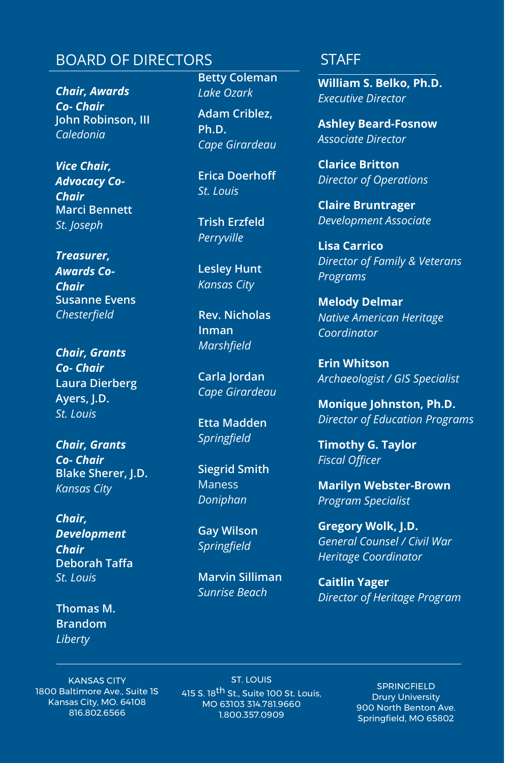## BOARD OF DIRECTORS

***Chair, Awards Co- Chair***
**John Robinson, III**
*Caledonia*

***Vice Chair, Advocacy Co-Chair***
**Marci Bennett**
*St. Joseph*

***Treasurer, Awards Co-Chair***
**Susanne Evens**
*Chesterfield*

***Chair, Grants Co- Chair***
**Laura Dierberg Ayers, J.D.**
*St. Louis*

***Chair, Grants Co- Chair***
**Blake Sherer, J.D.**
*Kansas City*

***Chair, Development Chair***
**Deborah Taffa**
*St. Louis*

**Thomas M. Brandom**
*Liberty*

**Betty Coleman**
*Lake Ozark*

**Adam Criblez, Ph.D.**
*Cape Girardeau*

**Erica Doerhoff**
*St. Louis*

**Trish Erzfeld**
*Perryville*

**Lesley Hunt**
*Kansas City*

**Rev. Nicholas Inman**
*Marshfield*

**Carla Jordan**
*Cape Girardeau*

**Etta Madden**
*Springfield*

**Siegrid Smith** Maness
*Doniphan*

**Gay Wilson**
*Springfield*

**Marvin Silliman**
*Sunrise Beach*

## STAFF

**William S. Belko, Ph.D.**
*Executive Director*

**Ashley Beard-Fosnow**
*Associate Director*

**Clarice Britton**
*Director of Operations*

**Claire Bruntrager**
*Development Associate*

**Lisa Carrico**
*Director of Family & Veterans Programs*

**Melody Delmar**
*Native American Heritage Coordinator*

**Erin Whitson**
*Archaeologist / GIS Specialist*

**Monique Johnston, Ph.D.**
*Director of Education Programs*

**Timothy G. Taylor**
*Fiscal Officer*

**Marilyn Webster-Brown**
*Program Specialist*

**Gregory Wolk, J.D.**
*General Counsel / Civil War Heritage Coordinator*

**Caitlin Yager**
*Director of Heritage Program*

---

KANSAS CITY
1800 Baltimore Ave., Suite 1S
Kansas City, MO. 64108
816.802.6566

ST. LOUIS
415 S. 18th St., Suite 100 St. Louis, MO 63103 314.781.9660
1.800.357.0909

SPRINGFIELD
Drury University
900 North Benton Ave.
Springfield, MO 65802